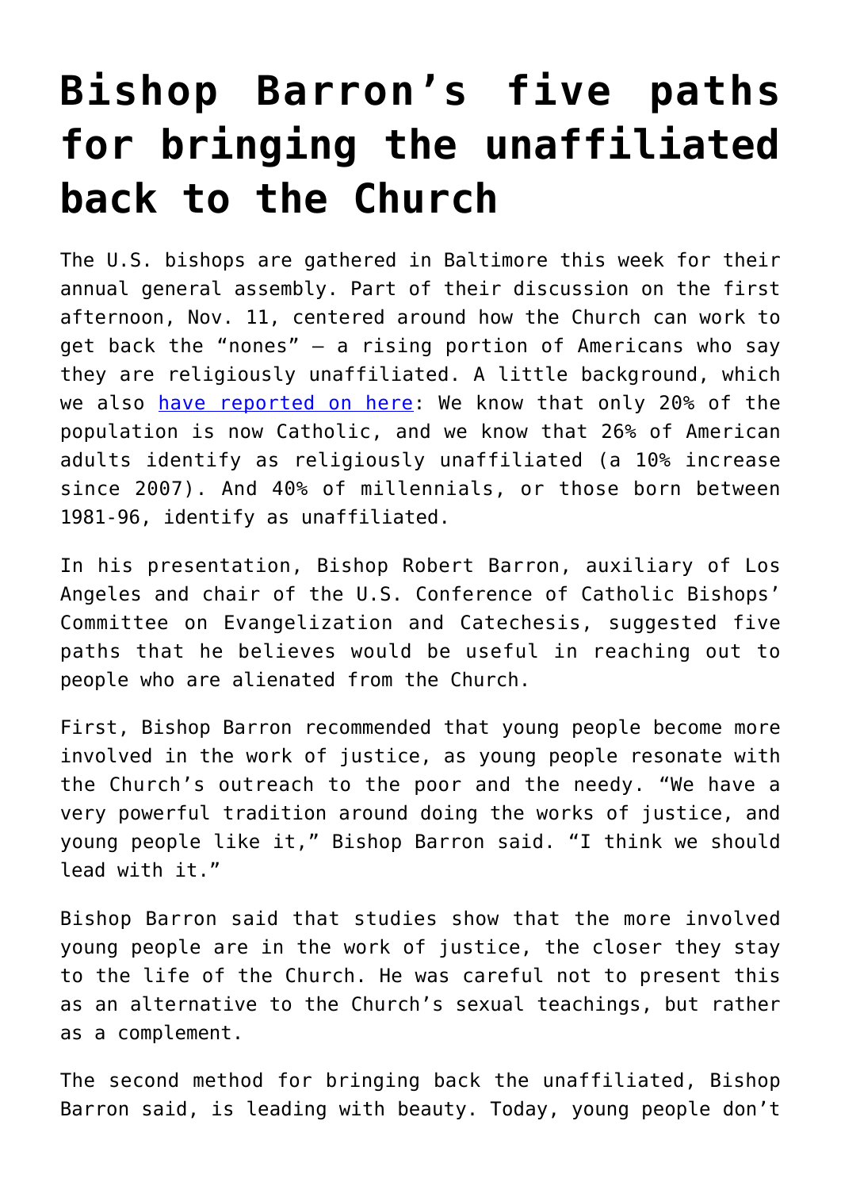# Bishop Barron's five paths for bringing the unaffiliated back to the Church

The U.S. bishops are gathered in Baltimore this week for their annual general assembly. Part of their discussion on the first afternoon, Nov. 11, centered around how the Church can work to get back the "nones" — a rising portion of Americans who say they are religiously unaffiliated. A little background, which we also [have reported on here](): We know that only 20% of the population is now Catholic, and we know that 26% of American adults identify as religiously unaffiliated (a 10% increase since 2007). And 40% of millennials, or those born between 1981-96, identify as unaffiliated.

In his presentation, Bishop Robert Barron, auxiliary of Los Angeles and chair of the U.S. Conference of Catholic Bishops' Committee on Evangelization and Catechesis, suggested five paths that he believes would be useful in reaching out to people who are alienated from the Church.

First, Bishop Barron recommended that young people become more involved in the work of justice, as young people resonate with the Church's outreach to the poor and the needy. "We have a very powerful tradition around doing the works of justice, and young people like it," Bishop Barron said. "I think we should lead with it."

Bishop Barron said that studies show that the more involved young people are in the work of justice, the closer they stay to the life of the Church. He was careful not to present this as an alternative to the Church's sexual teachings, but rather as a complement.

The second method for bringing back the unaffiliated, Bishop Barron said, is leading with beauty. Today, young people don't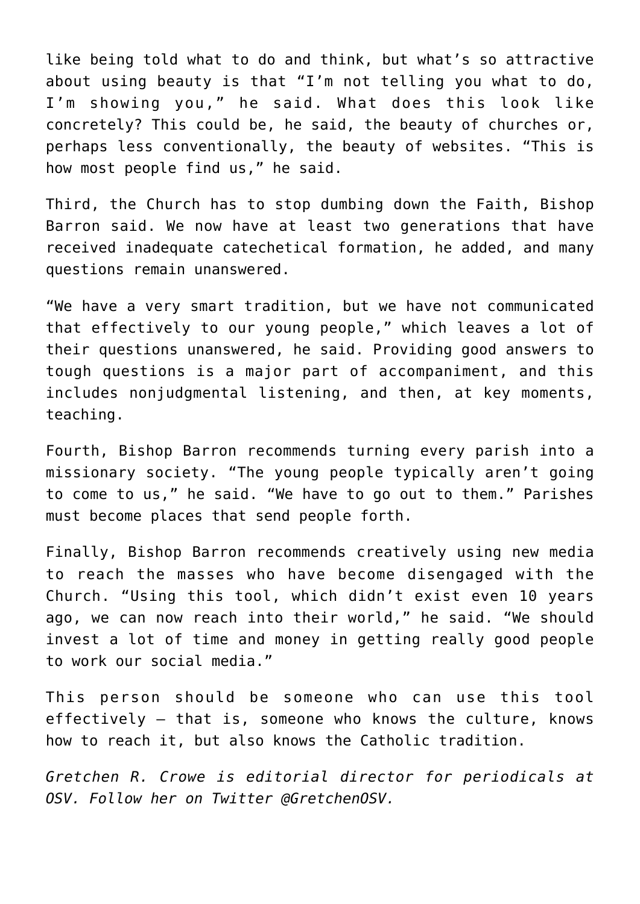like being told what to do and think, but what's so attractive about using beauty is that "I'm not telling you what to do, I'm showing you," he said. What does this look like concretely? This could be, he said, the beauty of churches or, perhaps less conventionally, the beauty of websites. "This is how most people find us," he said.

Third, the Church has to stop dumbing down the Faith, Bishop Barron said. We now have at least two generations that have received inadequate catechetical formation, he added, and many questions remain unanswered.

"We have a very smart tradition, but we have not communicated that effectively to our young people," which leaves a lot of their questions unanswered, he said. Providing good answers to tough questions is a major part of accompaniment, and this includes nonjudgmental listening, and then, at key moments, teaching.

Fourth, Bishop Barron recommends turning every parish into a missionary society. "The young people typically aren't going to come to us," he said. "We have to go out to them." Parishes must become places that send people forth.

Finally, Bishop Barron recommends creatively using new media to reach the masses who have become disengaged with the Church. "Using this tool, which didn't exist even 10 years ago, we can now reach into their world," he said. "We should invest a lot of time and money in getting really good people to work our social media."

This person should be someone who can use this tool effectively — that is, someone who knows the culture, knows how to reach it, but also knows the Catholic tradition.

*Gretchen R. Crowe is editorial director for periodicals at OSV. Follow her on Twitter @GretchenOSV.*